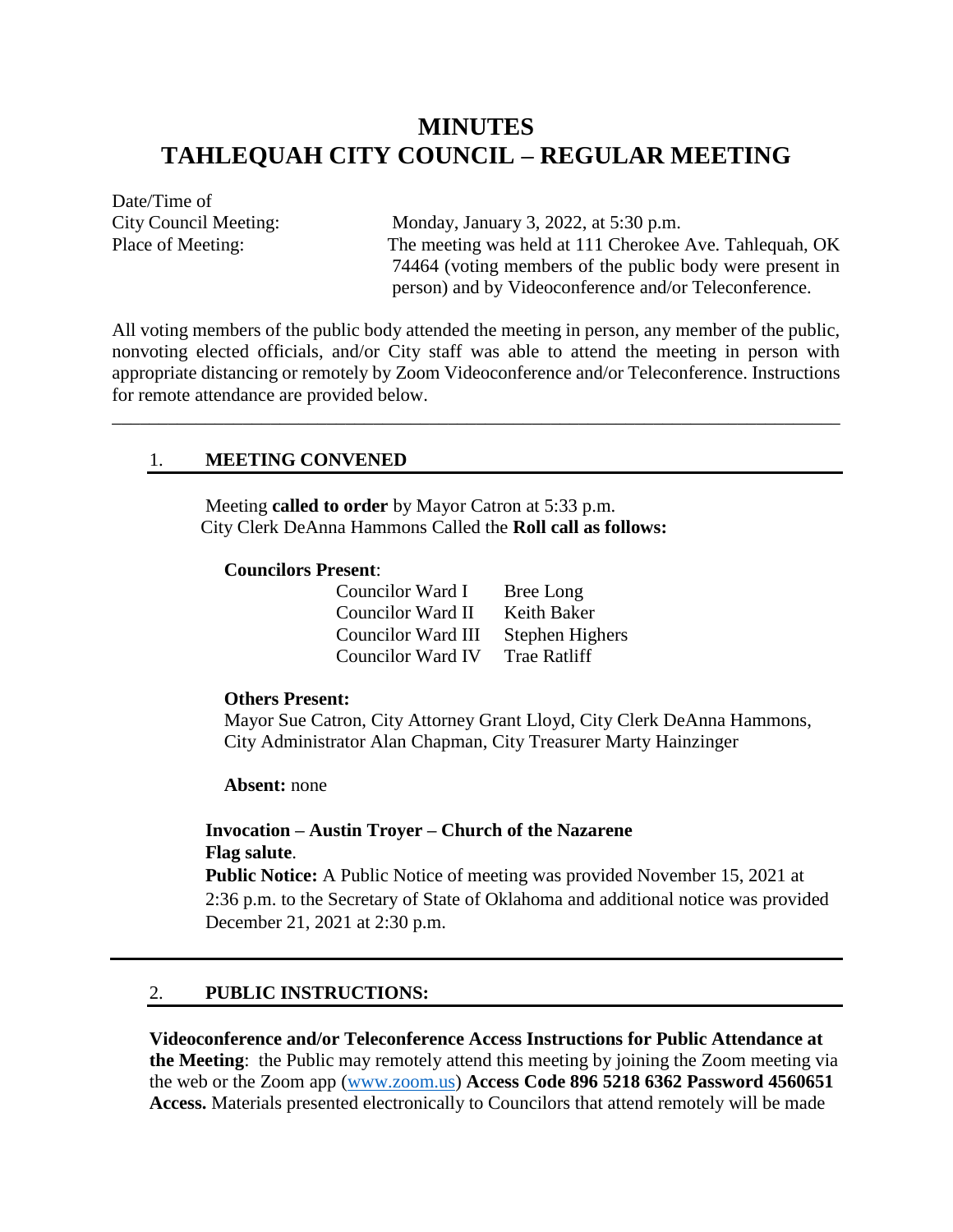# MINUTES
# TAHLEQUAH CITY COUNCIL – REGULAR MEETING

Date/Time of
City Council Meeting: Monday, January 3, 2022, at 5:30 p.m.
Place of Meeting: The meeting was held at 111 Cherokee Ave. Tahlequah, OK 74464 (voting members of the public body were present in person) and by Videoconference and/or Teleconference.

All voting members of the public body attended the meeting in person, any member of the public, nonvoting elected officials, and/or City staff was able to attend the meeting in person with appropriate distancing or remotely by Zoom Videoconference and/or Teleconference. Instructions for remote attendance are provided below.

---

## 1. MEETING CONVENED

Meeting **called to order** by Mayor Catron at 5:33 p.m.
City Clerk DeAnna Hammons Called the **Roll call as follows:**

**Councilors Present**:

| | |
|---|---|
| Councilor Ward I | Bree Long |
| Councilor Ward II | Keith Baker |
| Councilor Ward III | Stephen Highers |
| Councilor Ward IV | Trae Ratliff |

**Others Present:**
Mayor Sue Catron, City Attorney Grant Lloyd, City Clerk DeAnna Hammons, City Administrator Alan Chapman, City Treasurer Marty Hainzinger

**Absent:** none

**Invocation – Austin Troyer – Church of the Nazarene**
**Flag salute**.
**Public Notice:** A Public Notice of meeting was provided November 15, 2021 at 2:36 p.m. to the Secretary of State of Oklahoma and additional notice was provided December 21, 2021 at 2:30 p.m.

## 2. PUBLIC INSTRUCTIONS:

**Videoconference and/or Teleconference Access Instructions for Public Attendance at the Meeting**: the Public may remotely attend this meeting by joining the Zoom meeting via the web or the Zoom app (www.zoom.us) **Access Code 896 5218 6362 Password 4560651 Access.** Materials presented electronically to Councilors that attend remotely will be made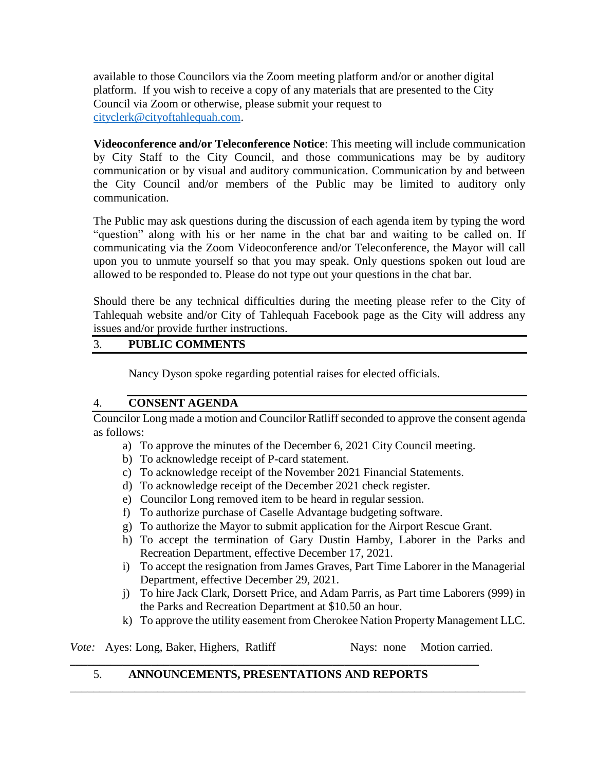available to those Councilors via the Zoom meeting platform and/or or another digital platform. If you wish to receive a copy of any materials that are presented to the City Council via Zoom or otherwise, please submit your request to cityclerk@cityoftahlequah.com.

**Videoconference and/or Teleconference Notice**: This meeting will include communication by City Staff to the City Council, and those communications may be by auditory communication or by visual and auditory communication. Communication by and between the City Council and/or members of the Public may be limited to auditory only communication.

The Public may ask questions during the discussion of each agenda item by typing the word "question" along with his or her name in the chat bar and waiting to be called on. If communicating via the Zoom Videoconference and/or Teleconference, the Mayor will call upon you to unmute yourself so that you may speak. Only questions spoken out loud are allowed to be responded to. Please do not type out your questions in the chat bar.

Should there be any technical difficulties during the meeting please refer to the City of Tahlequah website and/or City of Tahlequah Facebook page as the City will address any issues and/or provide further instructions.

## 3. PUBLIC COMMENTS

Nancy Dyson spoke regarding potential raises for elected officials.

## 4. CONSENT AGENDA

Councilor Long made a motion and Councilor Ratliff seconded to approve the consent agenda as follows:

a) To approve the minutes of the December 6, 2021 City Council meeting.
b) To acknowledge receipt of P-card statement.
c) To acknowledge receipt of the November 2021 Financial Statements.
d) To acknowledge receipt of the December 2021 check register.
e) Councilor Long removed item to be heard in regular session.
f) To authorize purchase of Caselle Advantage budgeting software.
g) To authorize the Mayor to submit application for the Airport Rescue Grant.
h) To accept the termination of Gary Dustin Hamby, Laborer in the Parks and Recreation Department, effective December 17, 2021.
i) To accept the resignation from James Graves, Part Time Laborer in the Managerial Department, effective December 29, 2021.
j) To hire Jack Clark, Dorsett Price, and Adam Parris, as Part time Laborers (999) in the Parks and Recreation Department at $10.50 an hour.
k) To approve the utility easement from Cherokee Nation Property Management LLC.

*Vote:* Ayes: Long, Baker, Highers, Ratliff    Nays: none    Motion carried.

## 5. ANNOUNCEMENTS, PRESENTATIONS AND REPORTS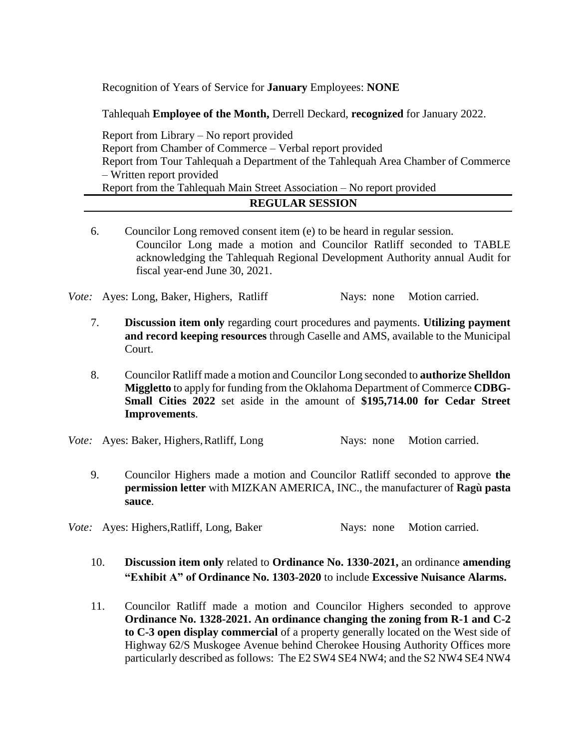Recognition of Years of Service for **January** Employees: **NONE**

Tahlequah **Employee of the Month,** Derrell Deckard, **recognized** for January 2022.

Report from Library – No report provided
Report from Chamber of Commerce – Verbal report provided
Report from Tour Tahlequah a Department of the Tahlequah Area Chamber of Commerce – Written report provided
Report from the Tahlequah Main Street Association – No report provided

## REGULAR SESSION

6. Councilor Long removed consent item (e) to be heard in regular session.
   Councilor Long made a motion and Councilor Ratliff seconded to TABLE acknowledging the Tahlequah Regional Development Authority annual Audit for fiscal year-end June 30, 2021.

*Vote:* Ayes: Long, Baker, Highers, Ratliff   Nays: none   Motion carried.

7. **Discussion item only** regarding court procedures and payments. **Utilizing payment and record keeping resources** through Caselle and AMS, available to the Municipal Court.

8. Councilor Ratliff made a motion and Councilor Long seconded to **authorize Shelldon Miggletto** to apply for funding from the Oklahoma Department of Commerce **CDBG-Small Cities 2022** set aside in the amount of **$195,714.00 for Cedar Street Improvements**.

*Vote:* Ayes: Baker, Highers, Ratliff, Long   Nays: none   Motion carried.

9. Councilor Highers made a motion and Councilor Ratliff seconded to approve **the permission letter** with MIZKAN AMERICA, INC., the manufacturer of **Ragù pasta sauce**.

*Vote:* Ayes: Highers, Ratliff, Long, Baker   Nays: none   Motion carried.

10. **Discussion item only** related to **Ordinance No. 1330-2021,** an ordinance **amending "Exhibit A" of Ordinance No. 1303-2020** to include **Excessive Nuisance Alarms.**

11. Councilor Ratliff made a motion and Councilor Highers seconded to approve **Ordinance No. 1328-2021. An ordinance changing the zoning from R-1 and C-2 to C-3 open display commercial** of a property generally located on the West side of Highway 62/S Muskogee Avenue behind Cherokee Housing Authority Offices more particularly described as follows: The E2 SW4 SE4 NW4; and the S2 NW4 SE4 NW4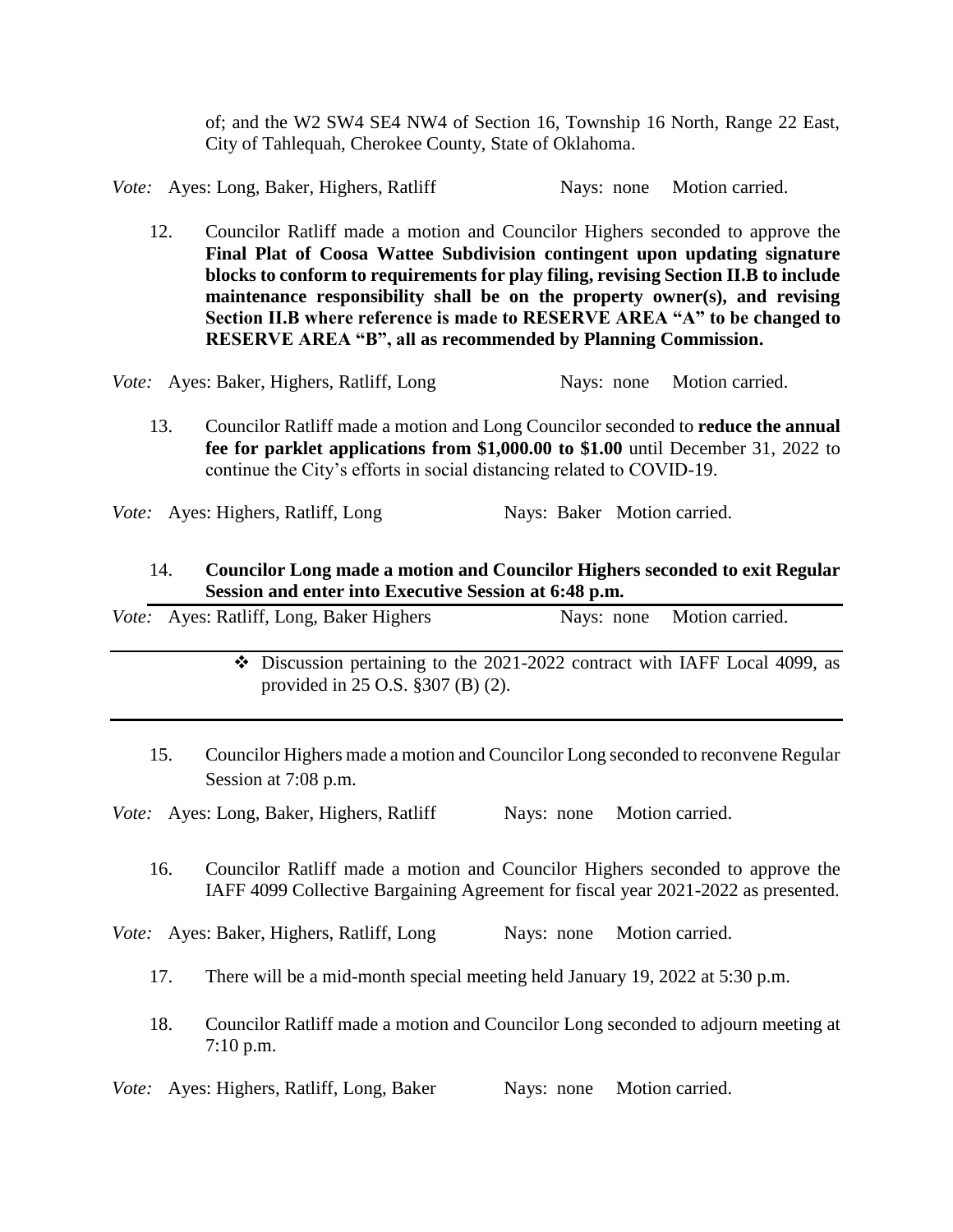of; and the W2 SW4 SE4 NW4 of Section 16, Township 16 North, Range 22 East, City of Tahlequah, Cherokee County, State of Oklahoma.

*Vote:* Ayes: Long, Baker, Highers, Ratliff Nays: none Motion carried.

12. Councilor Ratliff made a motion and Councilor Highers seconded to approve the **Final Plat of Coosa Wattee Subdivision contingent upon updating signature blocks to conform to requirements for play filing, revising Section II.B to include maintenance responsibility shall be on the property owner(s), and revising Section II.B where reference is made to RESERVE AREA "A" to be changed to RESERVE AREA "B", all as recommended by Planning Commission.**

*Vote:* Ayes: Baker, Highers, Ratliff, Long Nays: none Motion carried.

13. Councilor Ratliff made a motion and Long Councilor seconded to **reduce the annual fee for parklet applications from $1,000.00 to $1.00** until December 31, 2022 to continue the City's efforts in social distancing related to COVID-19.

*Vote:* Ayes: Highers, Ratliff, Long Nays: Baker Motion carried.

14. **Councilor Long made a motion and Councilor Highers seconded to exit Regular Session and enter into Executive Session at 6:48 p.m.**

*Vote:* Ayes: Ratliff, Long, Baker Highers Nays: none Motion carried.

- Discussion pertaining to the 2021-2022 contract with IAFF Local 4099, as provided in 25 O.S. §307 (B) (2).

15. Councilor Highers made a motion and Councilor Long seconded to reconvene Regular Session at 7:08 p.m.

*Vote:* Ayes: Long, Baker, Highers, Ratliff Nays: none Motion carried.

16. Councilor Ratliff made a motion and Councilor Highers seconded to approve the IAFF 4099 Collective Bargaining Agreement for fiscal year 2021-2022 as presented.

*Vote:* Ayes: Baker, Highers, Ratliff, Long Nays: none Motion carried.

17. There will be a mid-month special meeting held January 19, 2022 at 5:30 p.m.

18. Councilor Ratliff made a motion and Councilor Long seconded to adjourn meeting at 7:10 p.m.

*Vote:* Ayes: Highers, Ratliff, Long, Baker Nays: none Motion carried.